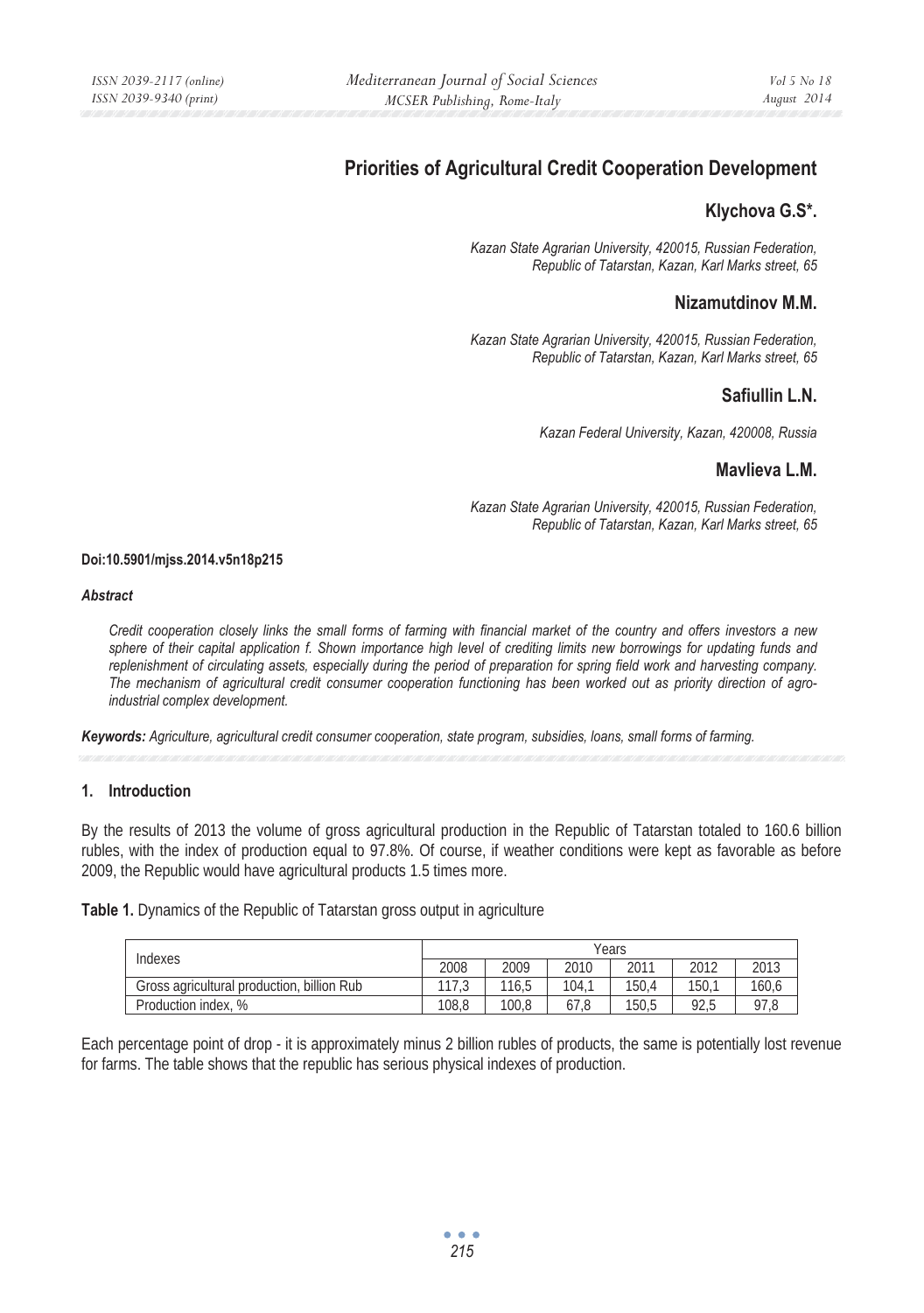# Priorities of Agricultural Credit Cooperation Development

**Klychova G.S\*.**

*Kazan State Agrarian University, 420015, Russian Federation, Republic of Tatarstan, Kazan, Karl Marks street, 65*

**Nizamutdinov M.M.**

*Kazan State Agrarian University, 420015, Russian Federation, Republic of Tatarstan, Kazan, Karl Marks street, 65*

**Safiullin L.N.**

*Kazan Federal University, Kazan, 420008, Russia*

**Mavlieva L.M.**

*Kazan State Agrarian University, 420015, Russian Federation, Republic of Tatarstan, Kazan, Karl Marks street, 65*

**Doi:10.5901/mjss.2014.v5n18p215**

***Abstract***

*Credit cooperation closely links the small forms of farming with financial market of the country and offers investors a new sphere of their capital application f. Shown importance high level of crediting limits new borrowings for updating funds and replenishment of circulating assets, especially during the period of preparation for spring field work and harvesting company. The mechanism of agricultural credit consumer cooperation functioning has been worked out as priority direction of agro-industrial complex development.*

***Keywords:*** *Agriculture, agricultural credit consumer cooperation, state program, subsidies, loans, small forms of farming.*

## 1. Introduction

By the results of 2013 the volume of gross agricultural production in the Republic of Tatarstan totaled to 160.6 billion rubles, with the index of production equal to 97.8%. Of course, if weather conditions were kept as favorable as before 2009, the Republic would have agricultural products 1.5 times more.

**Table 1.** Dynamics of the Republic of Tatarstan gross output in agriculture

| Indexes | Years | | | | | |
|---|---|---|---|---|---|---|
| | 2008 | 2009 | 2010 | 2011 | 2012 | 2013 |
| Gross agricultural production, billion Rub | 117,3 | 116,5 | 104,1 | 150,4 | 150,1 | 160,6 |
| Production index, % | 108,8 | 100,8 | 67,8 | 150,5 | 92,5 | 97,8 |

Each percentage point of drop - it is approximately minus 2 billion rubles of products, the same is potentially lost revenue for farms. The table shows that the republic has serious physical indexes of production.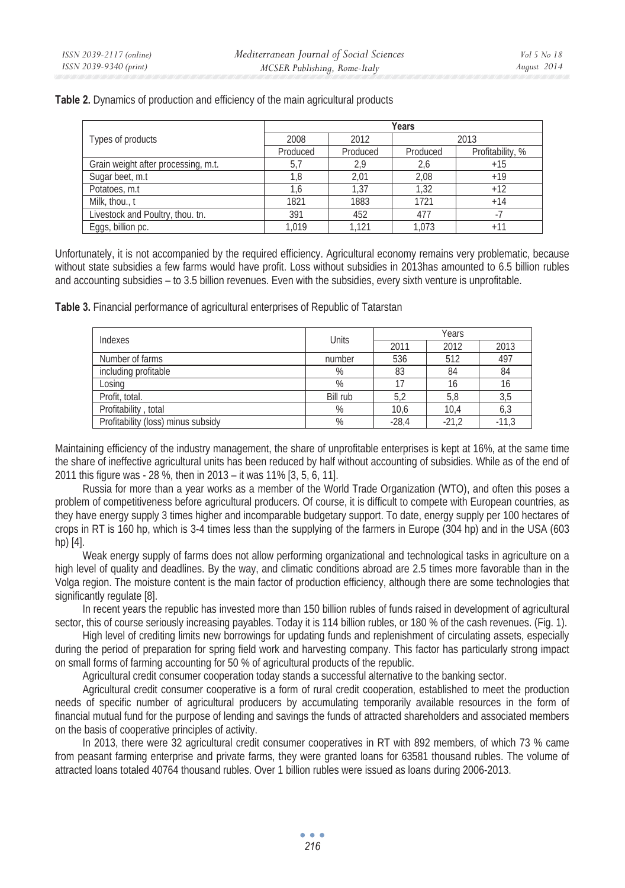**Table 2.** Dynamics of production and efficiency of the main agricultural products

| Types of products | Years | | | |
|---|---|---|---|---|
| | 2008 | 2012 | 2013 | |
| | Produced | Produced | Produced | Profitability, % |
| Grain weight after processing, m.t. | 5,7 | 2,9 | 2,6 | +15 |
| Sugar beet, m.t | 1,8 | 2,01 | 2,08 | +19 |
| Potatoes, m.t | 1,6 | 1,37 | 1,32 | +12 |
| Milk, thou., t | 1821 | 1883 | 1721 | +14 |
| Livestock and Poultry, thou. tn. | 391 | 452 | 477 | -7 |
| Eggs, billion pc. | 1,019 | 1,121 | 1,073 | +11 |

Unfortunately, it is not accompanied by the required efficiency. Agricultural economy remains very problematic, because without state subsidies a few farms would have profit. Loss without subsidies in 2013has amounted to 6.5 billion rubles and accounting subsidies – to 3.5 billion revenues. Even with the subsidies, every sixth venture is unprofitable.

**Table 3.** Financial performance of agricultural enterprises of Republic of Tatarstan

| Indexes | Units | Years | | |
|---|---|---|---|---|
| | | 2011 | 2012 | 2013 |
| Number of farms | number | 536 | 512 | 497 |
| including profitable | % | 83 | 84 | 84 |
| Losing | % | 17 | 16 | 16 |
| Profit, total. | Bill rub | 5,2 | 5,8 | 3,5 |
| Profitability , total | % | 10,6 | 10,4 | 6,3 |
| Profitability (loss) minus subsidy | % | -28,4 | -21,2 | -11,3 |

Maintaining efficiency of the industry management, the share of unprofitable enterprises is kept at 16%, at the same time the share of ineffective agricultural units has been reduced by half without accounting of subsidies. While as of the end of 2011 this figure was - 28 %, then in 2013 – it was 11% [3, 5, 6, 11].

Russia for more than a year works as a member of the World Trade Organization (WTO), and often this poses a problem of competitiveness before agricultural producers. Of course, it is difficult to compete with European countries, as they have energy supply 3 times higher and incomparable budgetary support. To date, energy supply per 100 hectares of crops in RT is 160 hp, which is 3-4 times less than the supplying of the farmers in Europe (304 hp) and in the USA (603 hp) [4].

Weak energy supply of farms does not allow performing organizational and technological tasks in agriculture on a high level of quality and deadlines. By the way, and climatic conditions abroad are 2.5 times more favorable than in the Volga region. The moisture content is the main factor of production efficiency, although there are some technologies that significantly regulate [8].

In recent years the republic has invested more than 150 billion rubles of funds raised in development of agricultural sector, this of course seriously increasing payables. Today it is 114 billion rubles, or 180 % of the cash revenues. (Fig. 1).

High level of crediting limits new borrowings for updating funds and replenishment of circulating assets, especially during the period of preparation for spring field work and harvesting company. This factor has particularly strong impact on small forms of farming accounting for 50 % of agricultural products of the republic.

Agricultural credit consumer cooperation today stands a successful alternative to the banking sector.

Agricultural credit consumer cooperative is a form of rural credit cooperation, established to meet the production needs of specific number of agricultural producers by accumulating temporarily available resources in the form of financial mutual fund for the purpose of lending and savings the funds of attracted shareholders and associated members on the basis of cooperative principles of activity.

In 2013, there were 32 agricultural credit consumer cooperatives in RT with 892 members, of which 73 % came from peasant farming enterprise and private farms, they were granted loans for 63581 thousand rubles. The volume of attracted loans totaled 40764 thousand rubles. Over 1 billion rubles were issued as loans during 2006-2013.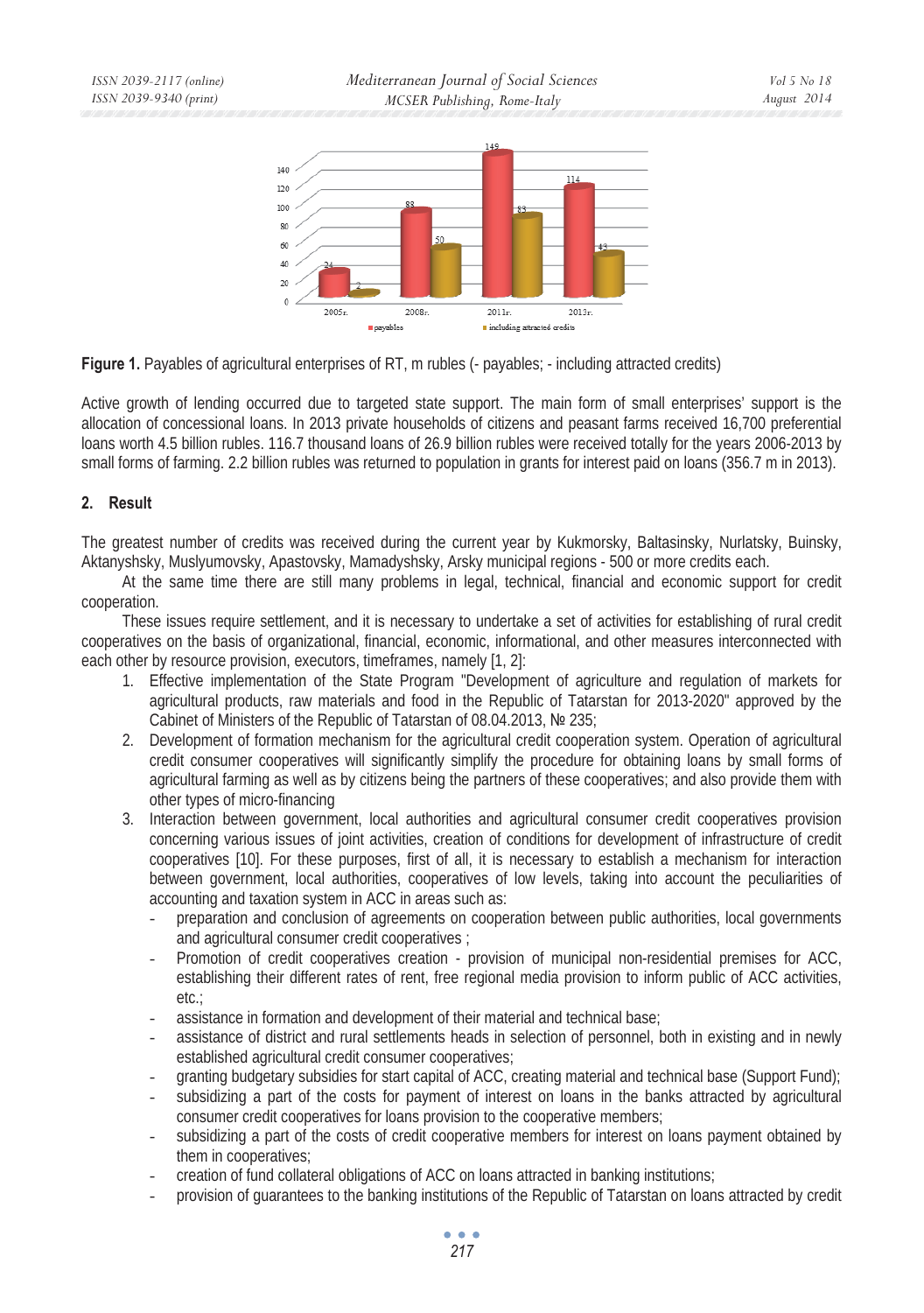**Figure 1.** Payables of agricultural enterprises of RT, m rubles (- payables; - including attracted credits)

Active growth of lending occurred due to targeted state support. The main form of small enterprises' support is the allocation of concessional loans. In 2013 private households of citizens and peasant farms received 16,700 preferential loans worth 4.5 billion rubles. 116.7 thousand loans of 26.9 billion rubles were received totally for the years 2006-2013 by small forms of farming. 2.2 billion rubles was returned to population in grants for interest paid on loans (356.7 m in 2013).

## 2. Result

The greatest number of credits was received during the current year by Kukmorsky, Baltasinsky, Nurlatsky, Buinsky, Aktanyshsky, Muslyumovsky, Apastovsky, Mamadyshsky, Arsky municipal regions - 500 or more credits each.

At the same time there are still many problems in legal, technical, financial and economic support for credit cooperation.

These issues require settlement, and it is necessary to undertake a set of activities for establishing of rural credit cooperatives on the basis of organizational, financial, economic, informational, and other measures interconnected with each other by resource provision, executors, timeframes, namely [1, 2]:

1. Effective implementation of the State Program "Development of agriculture and regulation of markets for agricultural products, raw materials and food in the Republic of Tatarstan for 2013-2020" approved by the Cabinet of Ministers of the Republic of Tatarstan of 08.04.2013, № 235;
2. Development of formation mechanism for the agricultural credit cooperation system. Operation of agricultural credit consumer cooperatives will significantly simplify the procedure for obtaining loans by small forms of agricultural farming as well as by citizens being the partners of these cooperatives; and also provide them with other types of micro-financing
3. Interaction between government, local authorities and agricultural consumer credit cooperatives provision concerning various issues of joint activities, creation of conditions for development of infrastructure of credit cooperatives [10]. For these purposes, first of all, it is necessary to establish a mechanism for interaction between government, local authorities, cooperatives of low levels, taking into account the peculiarities of accounting and taxation system in ACC in areas such as:
   - preparation and conclusion of agreements on cooperation between public authorities, local governments and agricultural consumer credit cooperatives ;
   - Promotion of credit cooperatives creation - provision of municipal non-residential premises for ACC, establishing their different rates of rent, free regional media provision to inform public of ACC activities, etc.;
   - assistance in formation and development of their material and technical base;
   - assistance of district and rural settlements heads in selection of personnel, both in existing and in newly established agricultural credit consumer cooperatives;
   - granting budgetary subsidies for start capital of ACC, creating material and technical base (Support Fund);
   - subsidizing a part of the costs for payment of interest on loans in the banks attracted by agricultural consumer credit cooperatives for loans provision to the cooperative members;
   - subsidizing a part of the costs of credit cooperative members for interest on loans payment obtained by them in cooperatives;
   - creation of fund collateral obligations of ACC on loans attracted in banking institutions;
   - provision of guarantees to the banking institutions of the Republic of Tatarstan on loans attracted by credit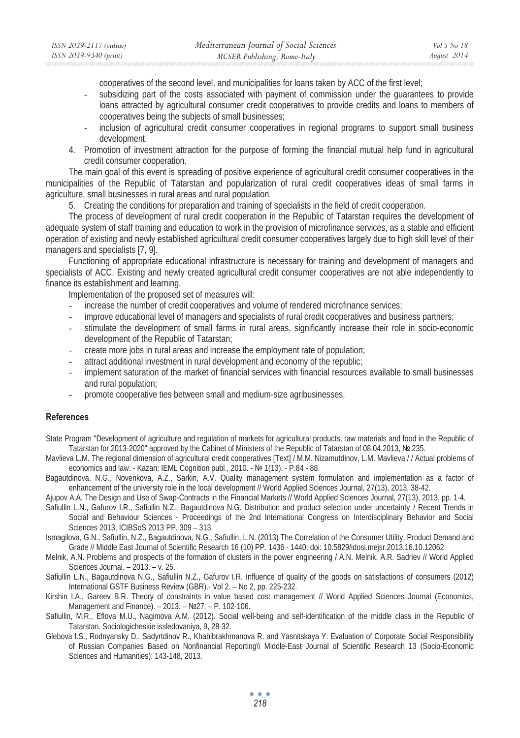cooperatives of the second level, and municipalities for loans taken by ACC of the first level;

- subsidizing part of the costs associated with payment of commission under the guarantees to provide loans attracted by agricultural consumer credit cooperatives to provide credits and loans to members of cooperatives being the subjects of small businesses;
- inclusion of agricultural credit consumer cooperatives in regional programs to support small business development.

4. Promotion of investment attraction for the purpose of forming the financial mutual help fund in agricultural credit consumer cooperation.

The main goal of this event is spreading of positive experience of agricultural credit consumer cooperatives in the municipalities of the Republic of Tatarstan and popularization of rural credit cooperatives ideas of small farms in agriculture, small businesses in rural areas and rural population.

5. Creating the conditions for preparation and training of specialists in the field of credit cooperation.

The process of development of rural credit cooperation in the Republic of Tatarstan requires the development of adequate system of staff training and education to work in the provision of microfinance services, as a stable and efficient operation of existing and newly established agricultural credit consumer cooperatives largely due to high skill level of their managers and specialists [7, 9].

Functioning of appropriate educational infrastructure is necessary for training and development of managers and specialists of ACC. Existing and newly created agricultural credit consumer cooperatives are not able independently to finance its establishment and learning.

Implementation of the proposed set of measures will:

- increase the number of credit cooperatives and volume of rendered microfinance services;
- improve educational level of managers and specialists of rural credit cooperatives and business partners;
- stimulate the development of small farms in rural areas, significantly increase their role in socio-economic development of the Republic of Tatarstan;
- create more jobs in rural areas and increase the employment rate of population;
- attract additional investment in rural development and economy of the republic;
- implement saturation of the market of financial services with financial resources available to small businesses and rural population;
- promote cooperative ties between small and medium-size agribusinesses.

## References

State Program "Development of agriculture and regulation of markets for agricultural products, raw materials and food in the Republic of Tatarstan for 2013-2020" approved by the Cabinet of Ministers of the Republic of Tatarstan of 08.04.2013, № 235.

Mavlieva L.M. The regional dimension of agricultural credit cooperatives [Text] / M.M. Nizamutdinov, L.M. Mavlieva / / Actual problems of economics and law. - Kazan: IEML Cognition publ., 2010. - № 1(13). - P.84 - 88.

Bagautdinova, N.G., Novenkova, A.Z., Sarkin, A.V. Quality management system formulation and implementation as a factor of enhancement of the university role in the local development // World Applied Sciences Journal, 27(13), 2013, 38-42.

Ajupov A.A. The Design and Use of Swap-Contracts in the Financial Markets // World Applied Sciences Journal, 27(13), 2013, pp. 1-4.

Safiullin L.N., Gafurov I.R., Safiullin N.Z., Bagautdinova N.G. Distribution and product selection under uncertainty / Recent Trends in Social and Behaviour Sciences - Proceedings of the 2nd International Congress on Interdisciplinary Behavior and Social Sciences 2013, ICIBSoS 2013 PP. 309 – 313.

Ismagilova, G.N., Safiullin, N.Z., Bagautdinova, N.G., Safiullin, L.N. (2013) The Correlation of the Consumer Utility, Product Demand and Grade // Middle East Journal of Scientific Research 16 (10) PP. 1436 - 1440. doi: 10.5829/idosi.mejsr.2013.16.10.12062

Melnik, A.N. Problems and prospects of the formation of clusters in the power engineering / A.N. Melnik, A.R. Sadriev // World Applied Sciences Journal. – 2013. – v. 25.

Safiullin L.N., Bagautdinova N.G., Safiullin N.Z., Gafurov I.R. Influence of quality of the goods on satisfactions of consumers (2012) International GSTF Business Review (GBR).- Vol 2. – No 2, pp. 225-232.

Kirshin I.A., Gareev B.R. Theory of constraints in value based cost management // World Applied Sciences Journal (Economics, Management and Finance). – 2013. – №27. – P. 102-106.

Safiullin, M.R., Eflova M.U., Nagimova A.M. (2012). Social well-being and self-identification of the middle class in the Republic of Tatarstan. Sociologicheskie issledovaniya, 9, 28-32.

Glebova I.S., Rodnyansky D., Sadyrtdinov R., Khabibrakhmanova R. and Yasnitskaya Y. Evaluation of Corporate Social Responsibility of Russian Companies Based on Nonfinancial Reporting\\ Middle-East Journal of Scientific Research 13 (Socio-Economic Sciences and Humanities): 143-148, 2013.